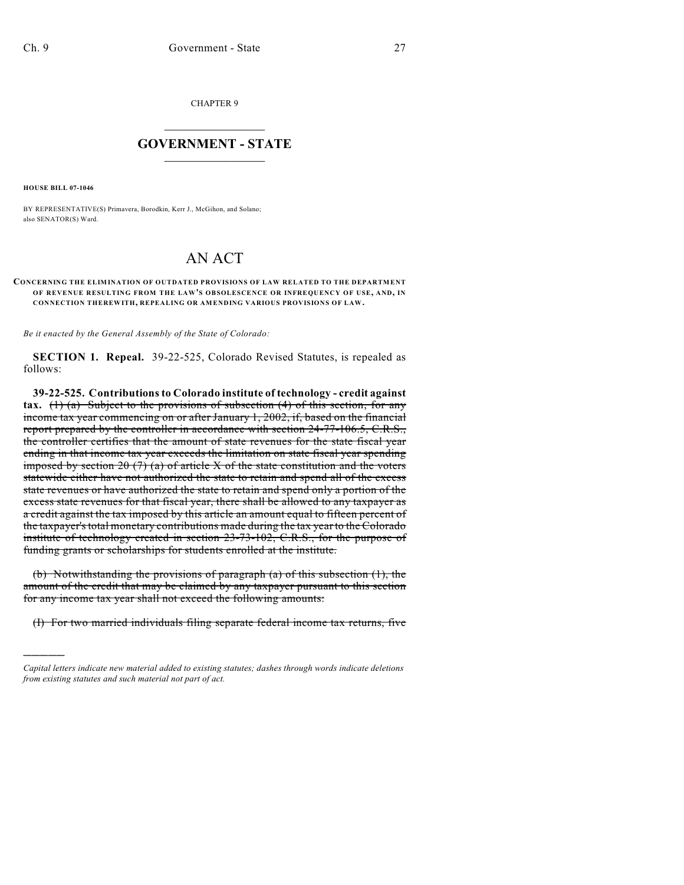CHAPTER 9

# GOVERNMENT - STATE

**HOUSE BILL 07-1046**

BY REPRESENTATIVE(S) Primavera, Borodkin, Kerr J., McGihon, and Solano; also SENATOR(S) Ward.

# AN ACT

**CONCERNING THE ELIMINATION OF OUTDATED PROVISIONS OF LAW RELATED TO THE DEPARTMENT OF REVENUE RESULTING FROM THE LAW'S OBSOLESCENCE OR INFREQUENCY OF USE, AND, IN CONNECTION THEREWITH, REPEALING OR AMENDING VARIOUS PROVISIONS OF LAW.**

*Be it enacted by the General Assembly of the State of Colorado:*

**SECTION 1. Repeal.** 39-22-525, Colorado Revised Statutes, is repealed as follows:

**39-22-525. Contributions to Colorado institute of technology - credit against tax.** ~~(1) (a) Subject to the provisions of subsection (4) of this section, for any income tax year commencing on or after January 1, 2002, if, based on the financial report prepared by the controller in accordance with section 24-77-106.5, C.R.S., the controller certifies that the amount of state revenues for the state fiscal year ending in that income tax year exceeds the limitation on state fiscal year spending imposed by section 20 (7) (a) of article X of the state constitution and the voters statewide either have not authorized the state to retain and spend all of the excess state revenues or have authorized the state to retain and spend only a portion of the excess state revenues for that fiscal year, there shall be allowed to any taxpayer as a credit against the tax imposed by this article an amount equal to fifteen percent of the taxpayer's total monetary contributions made during the tax year to the Colorado institute of technology created in section 23-73-102, C.R.S., for the purpose of funding grants or scholarships for students enrolled at the institute.~~

~~(b) Notwithstanding the provisions of paragraph (a) of this subsection (1), the amount of the credit that may be claimed by any taxpayer pursuant to this section for any income tax year shall not exceed the following amounts:~~

~~(I) For two married individuals filing separate federal income tax returns, five~~

---

*Capital letters indicate new material added to existing statutes; dashes through words indicate deletions from existing statutes and such material not part of act.*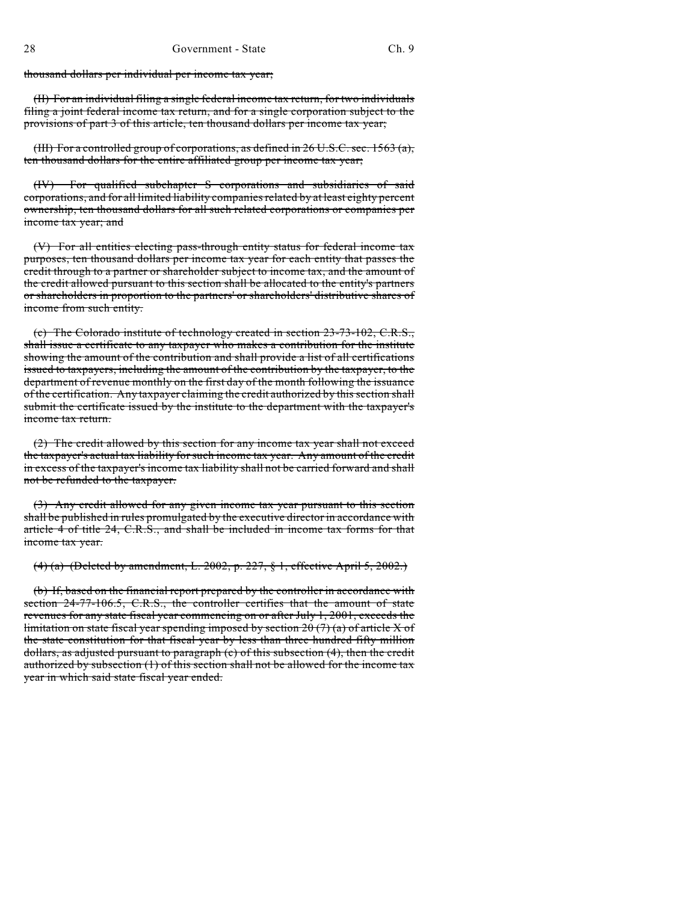~~thousand dollars per individual per income tax year;~~

~~(II) For an individual filing a single federal income tax return, for two individuals filing a joint federal income tax return, and for a single corporation subject to the provisions of part 3 of this article, ten thousand dollars per income tax year;~~

~~(III) For a controlled group of corporations, as defined in 26 U.S.C. sec. 1563 (a), ten thousand dollars for the entire affiliated group per income tax year;~~

~~(IV) For qualified subchapter S corporations and subsidiaries of said corporations, and for all limited liability companies related by at least eighty percent ownership, ten thousand dollars for all such related corporations or companies per income tax year; and~~

~~(V) For all entities electing pass-through entity status for federal income tax purposes, ten thousand dollars per income tax year for each entity that passes the credit through to a partner or shareholder subject to income tax, and the amount of the credit allowed pursuant to this section shall be allocated to the entity's partners or shareholders in proportion to the partners' or shareholders' distributive shares of income from such entity.~~

~~(c) The Colorado institute of technology created in section 23-73-102, C.R.S., shall issue a certificate to any taxpayer who makes a contribution for the institute showing the amount of the contribution and shall provide a list of all certifications issued to taxpayers, including the amount of the contribution by the taxpayer, to the department of revenue monthly on the first day of the month following the issuance of the certification. Any taxpayer claiming the credit authorized by this section shall submit the certificate issued by the institute to the department with the taxpayer's income tax return.~~

~~(2) The credit allowed by this section for any income tax year shall not exceed the taxpayer's actual tax liability for such income tax year. Any amount of the credit in excess of the taxpayer's income tax liability shall not be carried forward and shall not be refunded to the taxpayer.~~

~~(3) Any credit allowed for any given income tax year pursuant to this section shall be published in rules promulgated by the executive director in accordance with article 4 of title 24, C.R.S., and shall be included in income tax forms for that income tax year.~~

~~(4) (a) (Deleted by amendment, L. 2002, p. 227, § 1, effective April 5, 2002.)~~

~~(b) If, based on the financial report prepared by the controller in accordance with section 24-77-106.5, C.R.S., the controller certifies that the amount of state revenues for any state fiscal year commencing on or after July 1, 2001, exceeds the limitation on state fiscal year spending imposed by section 20 (7) (a) of article X of the state constitution for that fiscal year by less than three hundred fifty million dollars, as adjusted pursuant to paragraph (c) of this subsection (4), then the credit authorized by subsection (1) of this section shall not be allowed for the income tax year in which said state fiscal year ended.~~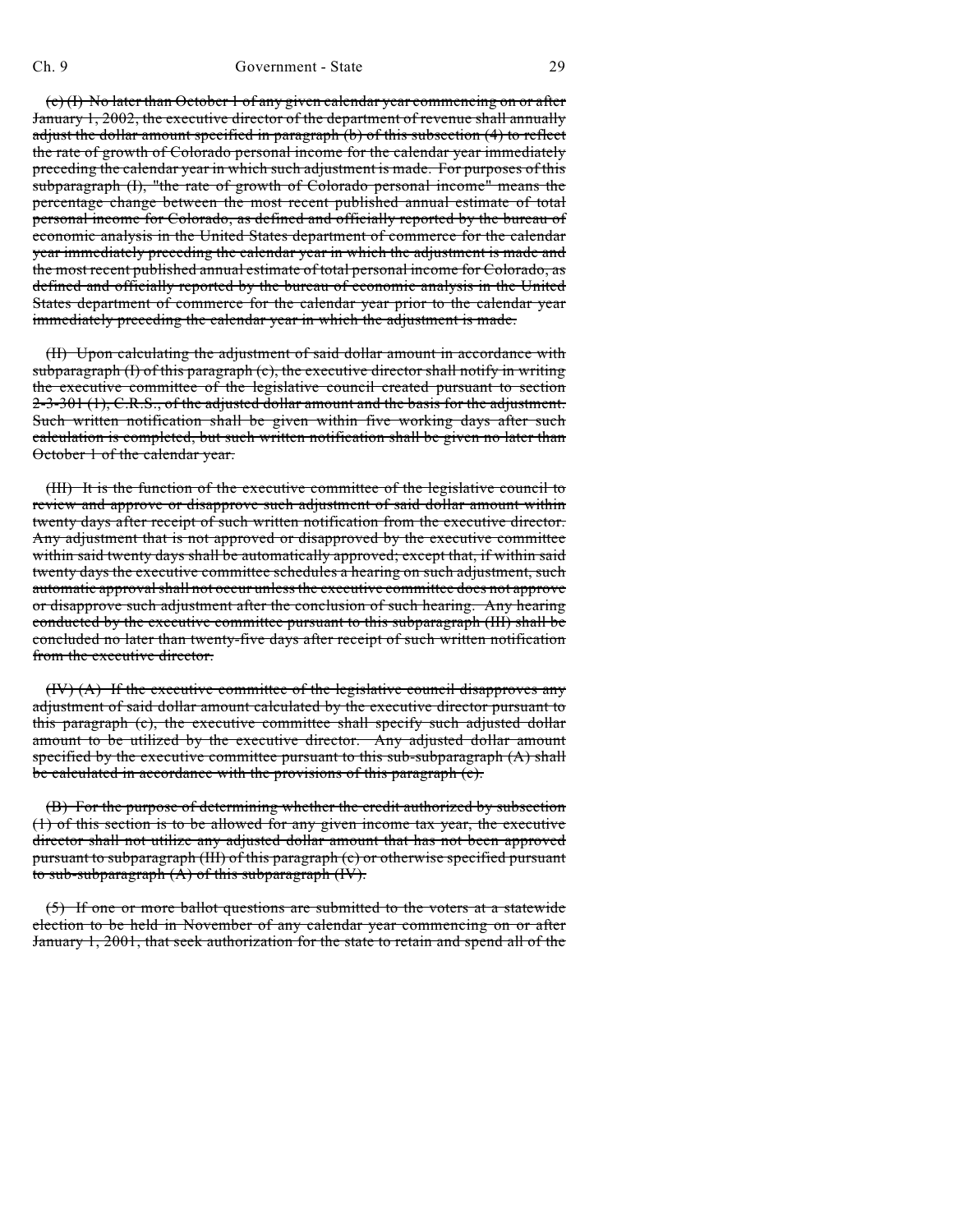~~(c) (I) No later than October 1 of any given calendar year commencing on or after January 1, 2002, the executive director of the department of revenue shall annually adjust the dollar amount specified in paragraph (b) of this subsection (4) to reflect the rate of growth of Colorado personal income for the calendar year immediately preceding the calendar year in which such adjustment is made. For purposes of this subparagraph (I), "the rate of growth of Colorado personal income" means the percentage change between the most recent published annual estimate of total personal income for Colorado, as defined and officially reported by the bureau of economic analysis in the United States department of commerce for the calendar year immediately preceding the calendar year in which the adjustment is made and the most recent published annual estimate of total personal income for Colorado, as defined and officially reported by the bureau of economic analysis in the United States department of commerce for the calendar year prior to the calendar year immediately preceding the calendar year in which the adjustment is made.~~

~~(II) Upon calculating the adjustment of said dollar amount in accordance with subparagraph (I) of this paragraph (c), the executive director shall notify in writing the executive committee of the legislative council created pursuant to section 2-3-301 (1), C.R.S., of the adjusted dollar amount and the basis for the adjustment. Such written notification shall be given within five working days after such calculation is completed, but such written notification shall be given no later than October 1 of the calendar year.~~

~~(III) It is the function of the executive committee of the legislative council to review and approve or disapprove such adjustment of said dollar amount within twenty days after receipt of such written notification from the executive director. Any adjustment that is not approved or disapproved by the executive committee within said twenty days shall be automatically approved; except that, if within said twenty days the executive committee schedules a hearing on such adjustment, such automatic approval shall not occur unless the executive committee does not approve or disapprove such adjustment after the conclusion of such hearing. Any hearing conducted by the executive committee pursuant to this subparagraph (III) shall be concluded no later than twenty-five days after receipt of such written notification from the executive director.~~

~~(IV) (A) If the executive committee of the legislative council disapproves any adjustment of said dollar amount calculated by the executive director pursuant to this paragraph (c), the executive committee shall specify such adjusted dollar amount to be utilized by the executive director. Any adjusted dollar amount specified by the executive committee pursuant to this sub-subparagraph (A) shall be calculated in accordance with the provisions of this paragraph (c).~~

~~(B) For the purpose of determining whether the credit authorized by subsection (1) of this section is to be allowed for any given income tax year, the executive director shall not utilize any adjusted dollar amount that has not been approved pursuant to subparagraph (III) of this paragraph (c) or otherwise specified pursuant to sub-subparagraph (A) of this subparagraph (IV).~~

~~(5) If one or more ballot questions are submitted to the voters at a statewide election to be held in November of any calendar year commencing on or after January 1, 2001, that seek authorization for the state to retain and spend all of the~~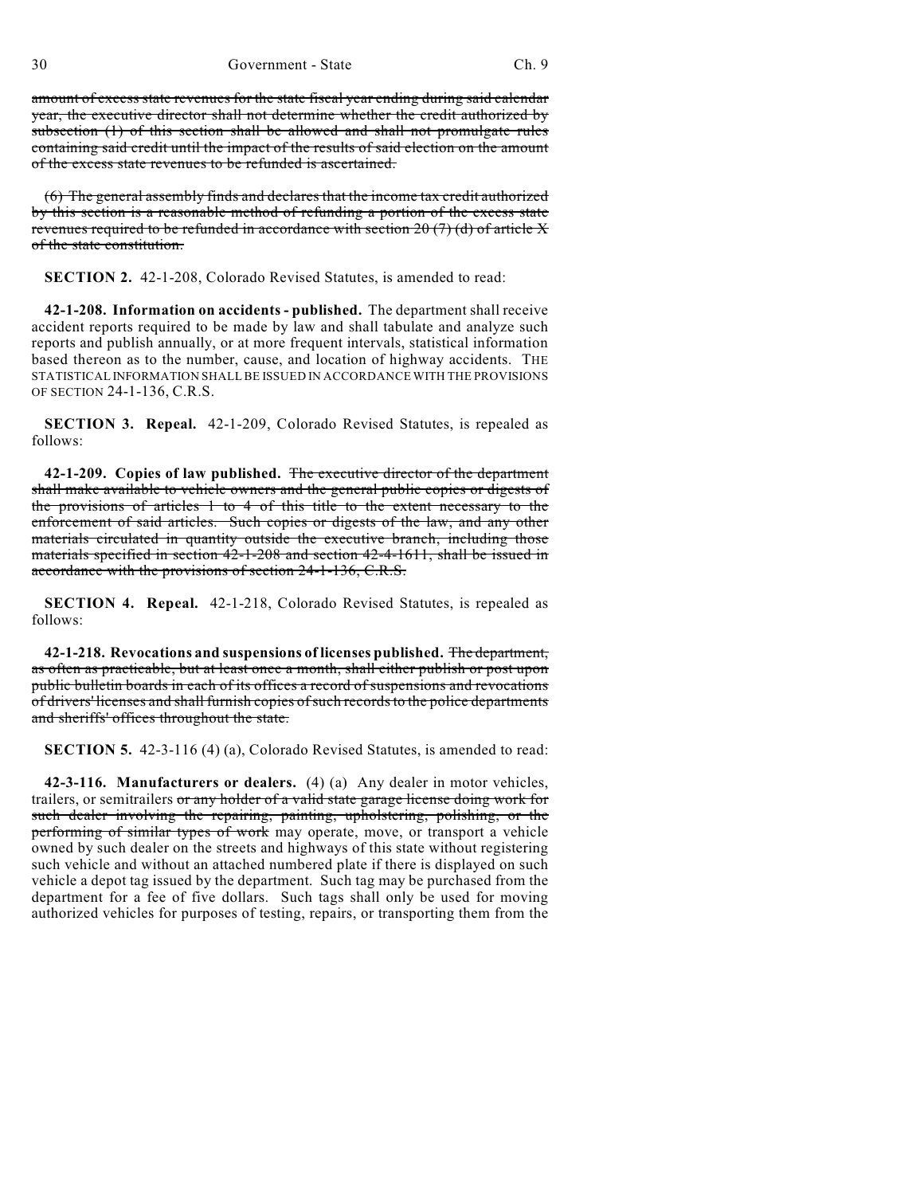~~amount of excess state revenues for the state fiscal year ending during said calendar year, the executive director shall not determine whether the credit authorized by subsection (1) of this section shall be allowed and shall not promulgate rules containing said credit until the impact of the results of said election on the amount of the excess state revenues to be refunded is ascertained.~~

~~(6) The general assembly finds and declares that the income tax credit authorized by this section is a reasonable method of refunding a portion of the excess state revenues required to be refunded in accordance with section 20 (7) (d) of article X of the state constitution.~~

**SECTION 2.** 42-1-208, Colorado Revised Statutes, is amended to read:

**42-1-208. Information on accidents - published.** The department shall receive accident reports required to be made by law and shall tabulate and analyze such reports and publish annually, or at more frequent intervals, statistical information based thereon as to the number, cause, and location of highway accidents. THE STATISTICAL INFORMATION SHALL BE ISSUED IN ACCORDANCE WITH THE PROVISIONS OF SECTION 24-1-136, C.R.S.

**SECTION 3. Repeal.** 42-1-209, Colorado Revised Statutes, is repealed as follows:

**42-1-209. Copies of law published.** ~~The executive director of the department shall make available to vehicle owners and the general public copies or digests of the provisions of articles 1 to 4 of this title to the extent necessary to the enforcement of said articles. Such copies or digests of the law, and any other materials circulated in quantity outside the executive branch, including those materials specified in section 42-1-208 and section 42-4-1611, shall be issued in accordance with the provisions of section 24-1-136, C.R.S.~~

**SECTION 4. Repeal.** 42-1-218, Colorado Revised Statutes, is repealed as follows:

**42-1-218. Revocations and suspensions of licenses published.** ~~The department, as often as practicable, but at least once a month, shall either publish or post upon public bulletin boards in each of its offices a record of suspensions and revocations of drivers' licenses and shall furnish copies of such records to the police departments and sheriffs' offices throughout the state.~~

**SECTION 5.** 42-3-116 (4) (a), Colorado Revised Statutes, is amended to read:

**42-3-116. Manufacturers or dealers.** (4) (a) Any dealer in motor vehicles, trailers, or semitrailers ~~or any holder of a valid state garage license doing work for such dealer involving the repairing, painting, upholstering, polishing, or the performing of similar types of work~~ may operate, move, or transport a vehicle owned by such dealer on the streets and highways of this state without registering such vehicle and without an attached numbered plate if there is displayed on such vehicle a depot tag issued by the department. Such tag may be purchased from the department for a fee of five dollars. Such tags shall only be used for moving authorized vehicles for purposes of testing, repairs, or transporting them from the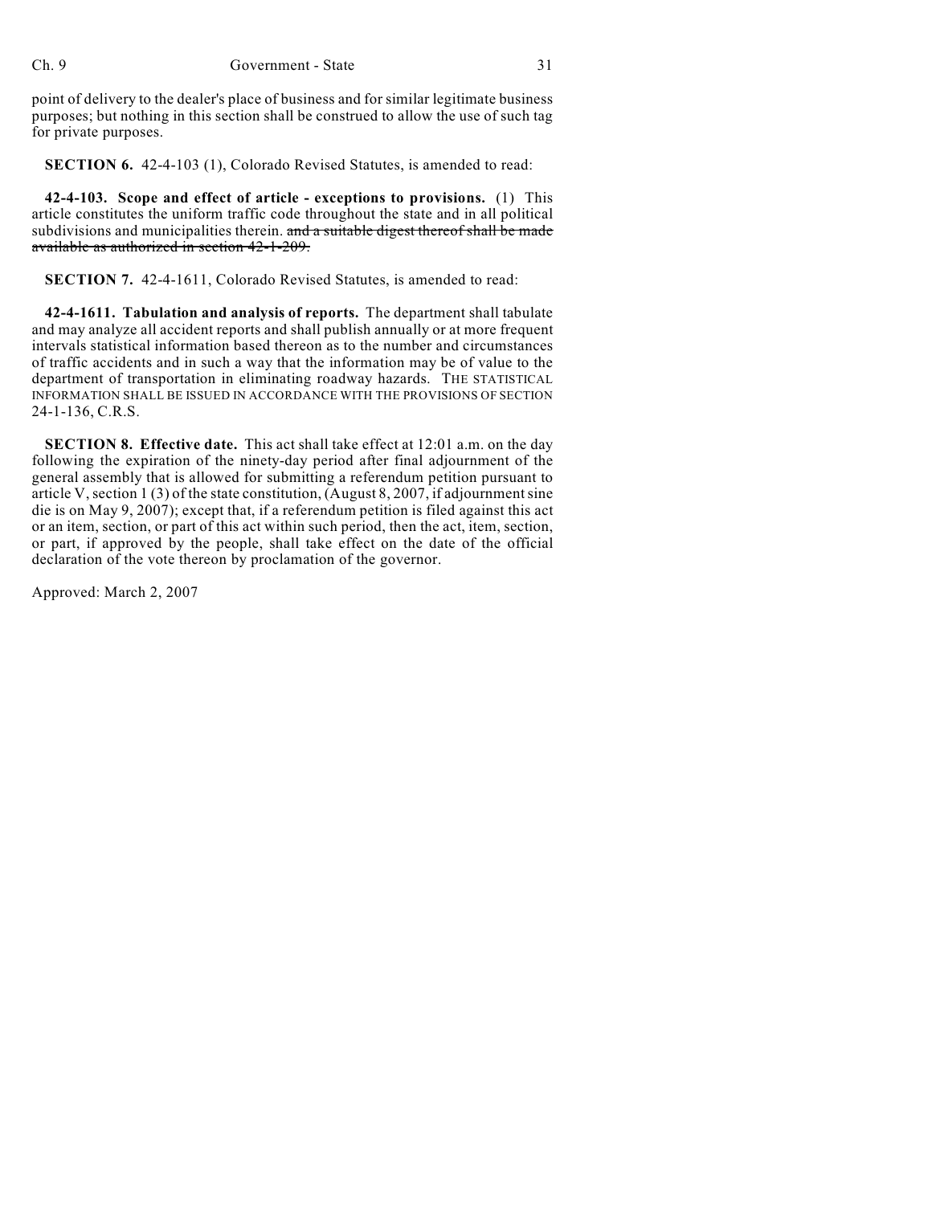point of delivery to the dealer's place of business and for similar legitimate business purposes; but nothing in this section shall be construed to allow the use of such tag for private purposes.

**SECTION 6.** 42-4-103 (1), Colorado Revised Statutes, is amended to read:

**42-4-103. Scope and effect of article - exceptions to provisions.** (1) This article constitutes the uniform traffic code throughout the state and in all political subdivisions and municipalities therein. ~~and a suitable digest thereof shall be made available as authorized in section 42-1-209.~~

**SECTION 7.** 42-4-1611, Colorado Revised Statutes, is amended to read:

**42-4-1611. Tabulation and analysis of reports.** The department shall tabulate and may analyze all accident reports and shall publish annually or at more frequent intervals statistical information based thereon as to the number and circumstances of traffic accidents and in such a way that the information may be of value to the department of transportation in eliminating roadway hazards. THE STATISTICAL INFORMATION SHALL BE ISSUED IN ACCORDANCE WITH THE PROVISIONS OF SECTION 24-1-136, C.R.S.

**SECTION 8. Effective date.** This act shall take effect at 12:01 a.m. on the day following the expiration of the ninety-day period after final adjournment of the general assembly that is allowed for submitting a referendum petition pursuant to article V, section 1 (3) of the state constitution, (August 8, 2007, if adjournment sine die is on May 9, 2007); except that, if a referendum petition is filed against this act or an item, section, or part of this act within such period, then the act, item, section, or part, if approved by the people, shall take effect on the date of the official declaration of the vote thereon by proclamation of the governor.

Approved: March 2, 2007